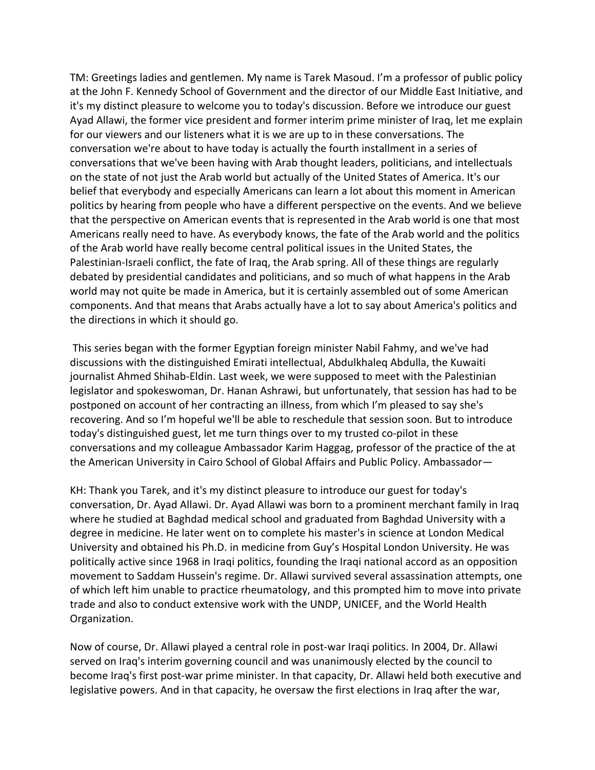TM: Greetings ladies and gentlemen. My name is Tarek Masoud. I'm a professor of public policy at the John F. Kennedy School of Government and the director of our Middle East Initiative, and it's my distinct pleasure to welcome you to today's discussion. Before we introduce our guest Ayad Allawi, the former vice president and former interim prime minister of Iraq, let me explain for our viewers and our listeners what it is we are up to in these conversations. The conversation we're about to have today is actually the fourth installment in a series of conversations that we've been having with Arab thought leaders, politicians, and intellectuals on the state of not just the Arab world but actually of the United States of America. It's our belief that everybody and especially Americans can learn a lot about this moment in American politics by hearing from people who have a different perspective on the events. And we believe that the perspective on American events that is represented in the Arab world is one that most Americans really need to have. As everybody knows, the fate of the Arab world and the politics of the Arab world have really become central political issues in the United States, the Palestinian-Israeli conflict, the fate of Iraq, the Arab spring. All of these things are regularly debated by presidential candidates and politicians, and so much of what happens in the Arab world may not quite be made in America, but it is certainly assembled out of some American components. And that means that Arabs actually have a lot to say about America's politics and the directions in which it should go.

This series began with the former Egyptian foreign minister Nabil Fahmy, and we've had discussions with the distinguished Emirati intellectual, Abdulkhaleq Abdulla, the Kuwaiti journalist Ahmed Shihab-Eldin. Last week, we were supposed to meet with the Palestinian legislator and spokeswoman, Dr. Hanan Ashrawi, but unfortunately, that session has had to be postponed on account of her contracting an illness, from which I'm pleased to say she's recovering. And so I'm hopeful we'll be able to reschedule that session soon. But to introduce today's distinguished guest, let me turn things over to my trusted co-pilot in these conversations and my colleague Ambassador Karim Haggag, professor of the practice of the at the American University in Cairo School of Global Affairs and Public Policy. Ambassador—

KH: Thank you Tarek, and it's my distinct pleasure to introduce our guest for today's conversation, Dr. Ayad Allawi. Dr. Ayad Allawi was born to a prominent merchant family in Iraq where he studied at Baghdad medical school and graduated from Baghdad University with a degree in medicine. He later went on to complete his master's in science at London Medical University and obtained his Ph.D. in medicine from Guy's Hospital London University. He was politically active since 1968 in Iraqi politics, founding the Iraqi national accord as an opposition movement to Saddam Hussein's regime. Dr. Allawi survived several assassination attempts, one of which left him unable to practice rheumatology, and this prompted him to move into private trade and also to conduct extensive work with the UNDP, UNICEF, and the World Health Organization.

Now of course, Dr. Allawi played a central role in post-war Iraqi politics. In 2004, Dr. Allawi served on Iraq's interim governing council and was unanimously elected by the council to become Iraq's first post-war prime minister. In that capacity, Dr. Allawi held both executive and legislative powers. And in that capacity, he oversaw the first elections in Iraq after the war,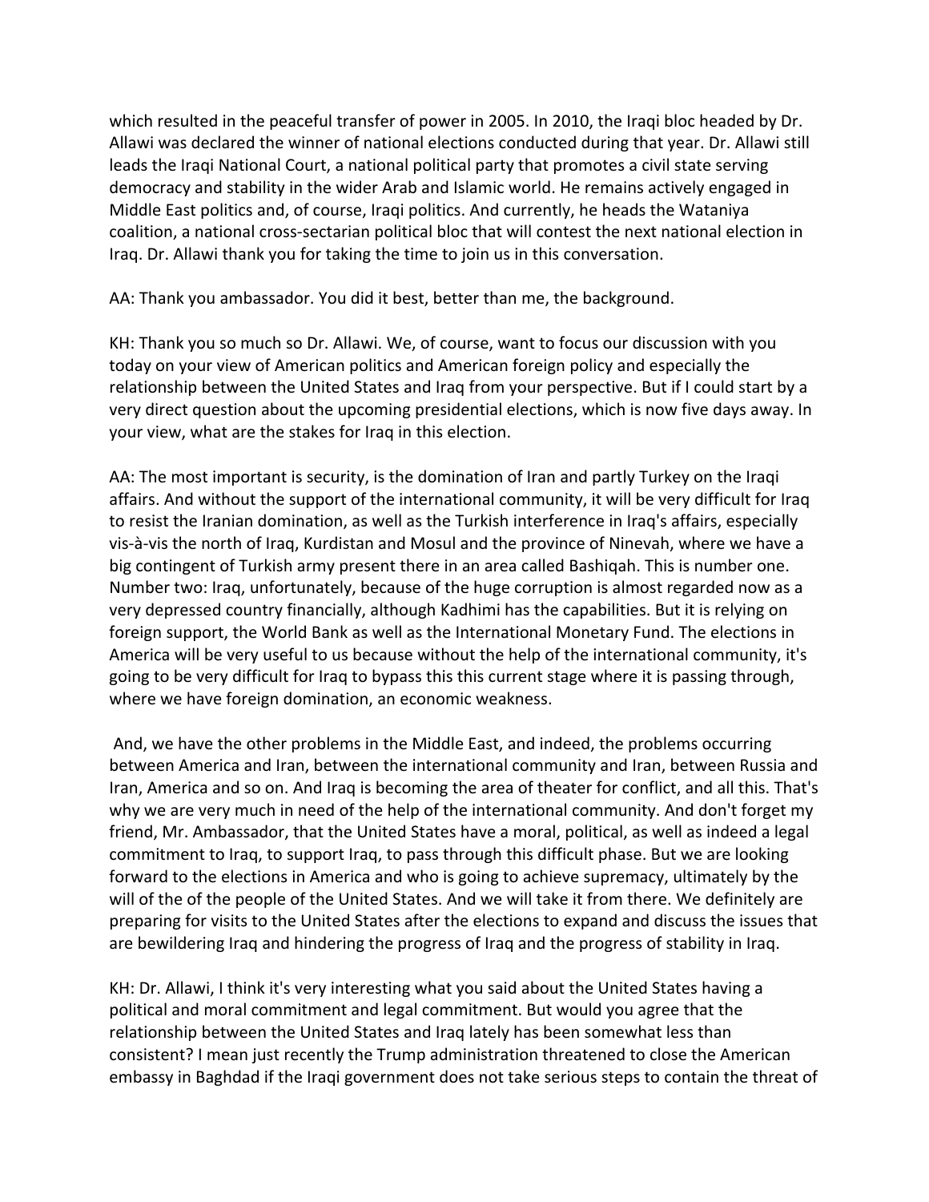which resulted in the peaceful transfer of power in 2005. In 2010, the Iraqi bloc headed by Dr. Allawi was declared the winner of national elections conducted during that year. Dr. Allawi still leads the Iraqi National Court, a national political party that promotes a civil state serving democracy and stability in the wider Arab and Islamic world. He remains actively engaged in Middle East politics and, of course, Iraqi politics. And currently, he heads the Wataniya coalition, a national cross-sectarian political bloc that will contest the next national election in Iraq. Dr. Allawi thank you for taking the time to join us in this conversation.

AA: Thank you ambassador. You did it best, better than me, the background.

KH: Thank you so much so Dr. Allawi. We, of course, want to focus our discussion with you today on your view of American politics and American foreign policy and especially the relationship between the United States and Iraq from your perspective. But if I could start by a very direct question about the upcoming presidential elections, which is now five days away. In your view, what are the stakes for Iraq in this election.

AA: The most important is security, is the domination of Iran and partly Turkey on the Iraqi affairs. And without the support of the international community, it will be very difficult for Iraq to resist the Iranian domination, as well as the Turkish interference in Iraq's affairs, especially vis-à-vis the north of Iraq, Kurdistan and Mosul and the province of Ninevah, where we have a big contingent of Turkish army present there in an area called Bashiqah. This is number one. Number two: Iraq, unfortunately, because of the huge corruption is almost regarded now as a very depressed country financially, although Kadhimi has the capabilities. But it is relying on foreign support, the World Bank as well as the International Monetary Fund. The elections in America will be very useful to us because without the help of the international community, it's going to be very difficult for Iraq to bypass this this current stage where it is passing through, where we have foreign domination, an economic weakness.

And, we have the other problems in the Middle East, and indeed, the problems occurring between America and Iran, between the international community and Iran, between Russia and Iran, America and so on. And Iraq is becoming the area of theater for conflict, and all this. That's why we are very much in need of the help of the international community. And don't forget my friend, Mr. Ambassador, that the United States have a moral, political, as well as indeed a legal commitment to Iraq, to support Iraq, to pass through this difficult phase. But we are looking forward to the elections in America and who is going to achieve supremacy, ultimately by the will of the of the people of the United States. And we will take it from there. We definitely are preparing for visits to the United States after the elections to expand and discuss the issues that are bewildering Iraq and hindering the progress of Iraq and the progress of stability in Iraq.

KH: Dr. Allawi, I think it's very interesting what you said about the United States having a political and moral commitment and legal commitment. But would you agree that the relationship between the United States and Iraq lately has been somewhat less than consistent? I mean just recently the Trump administration threatened to close the American embassy in Baghdad if the Iraqi government does not take serious steps to contain the threat of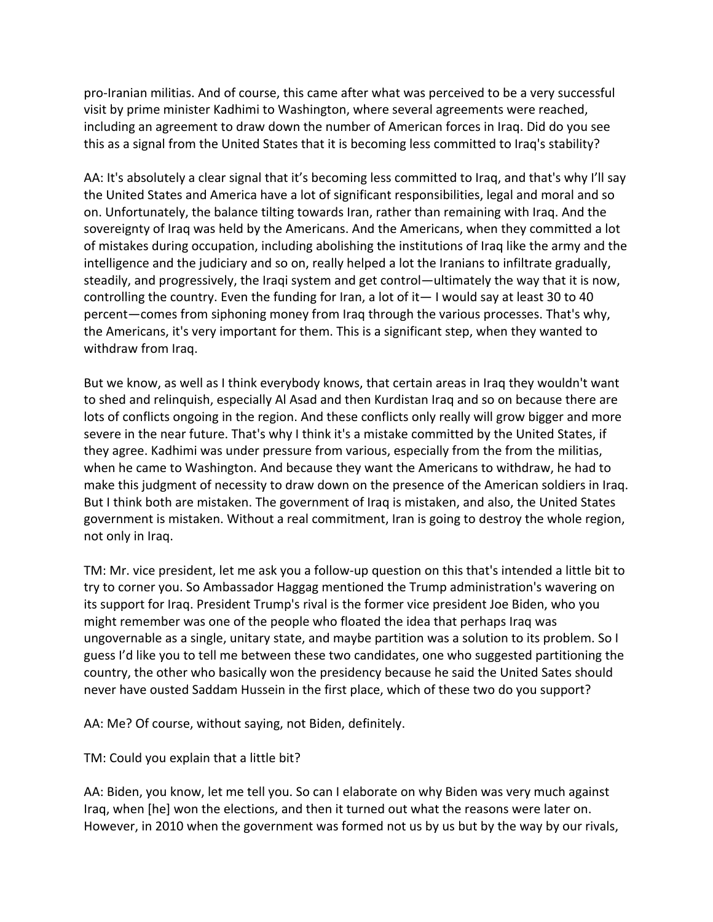pro-Iranian militias. And of course, this came after what was perceived to be a very successful visit by prime minister Kadhimi to Washington, where several agreements were reached, including an agreement to draw down the number of American forces in Iraq. Did do you see this as a signal from the United States that it is becoming less committed to Iraq's stability?

AA: It's absolutely a clear signal that it's becoming less committed to Iraq, and that's why I'll say the United States and America have a lot of significant responsibilities, legal and moral and so on. Unfortunately, the balance tilting towards Iran, rather than remaining with Iraq. And the sovereignty of Iraq was held by the Americans. And the Americans, when they committed a lot of mistakes during occupation, including abolishing the institutions of Iraq like the army and the intelligence and the judiciary and so on, really helped a lot the Iranians to infiltrate gradually, steadily, and progressively, the Iraqi system and get control—ultimately the way that it is now, controlling the country. Even the funding for Iran, a lot of it— I would say at least 30 to 40 percent—comes from siphoning money from Iraq through the various processes. That's why, the Americans, it's very important for them. This is a significant step, when they wanted to withdraw from Iraq.

But we know, as well as I think everybody knows, that certain areas in Iraq they wouldn't want to shed and relinquish, especially Al Asad and then Kurdistan Iraq and so on because there are lots of conflicts ongoing in the region. And these conflicts only really will grow bigger and more severe in the near future. That's why I think it's a mistake committed by the United States, if they agree. Kadhimi was under pressure from various, especially from the from the militias, when he came to Washington. And because they want the Americans to withdraw, he had to make this judgment of necessity to draw down on the presence of the American soldiers in Iraq. But I think both are mistaken. The government of Iraq is mistaken, and also, the United States government is mistaken. Without a real commitment, Iran is going to destroy the whole region, not only in Iraq.

TM: Mr. vice president, let me ask you a follow-up question on this that's intended a little bit to try to corner you. So Ambassador Haggag mentioned the Trump administration's wavering on its support for Iraq. President Trump's rival is the former vice president Joe Biden, who you might remember was one of the people who floated the idea that perhaps Iraq was ungovernable as a single, unitary state, and maybe partition was a solution to its problem. So I guess I'd like you to tell me between these two candidates, one who suggested partitioning the country, the other who basically won the presidency because he said the United Sates should never have ousted Saddam Hussein in the first place, which of these two do you support?

AA: Me? Of course, without saying, not Biden, definitely.

TM: Could you explain that a little bit?

AA: Biden, you know, let me tell you. So can I elaborate on why Biden was very much against Iraq, when [he] won the elections, and then it turned out what the reasons were later on. However, in 2010 when the government was formed not us by us but by the way by our rivals,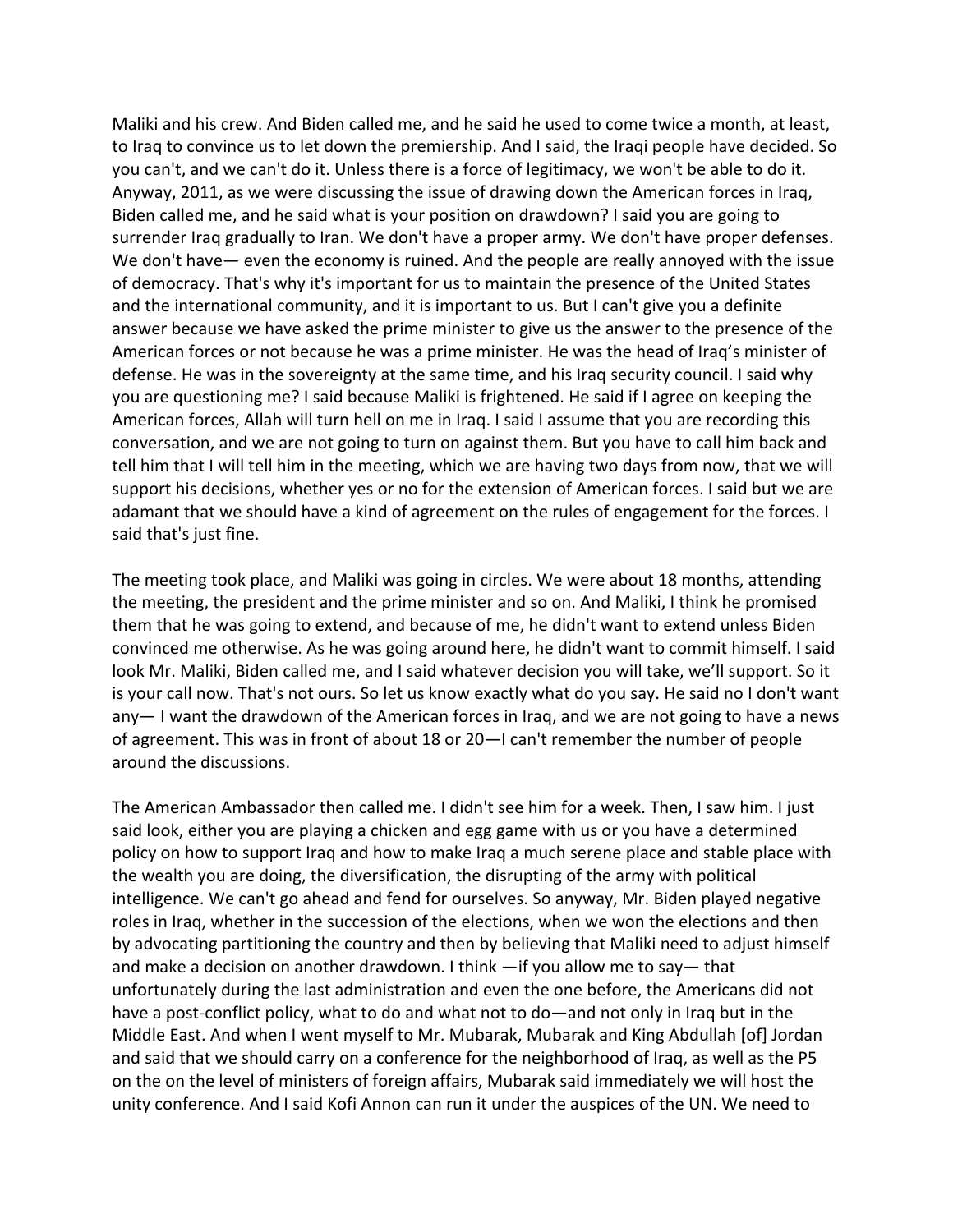Maliki and his crew. And Biden called me, and he said he used to come twice a month, at least, to Iraq to convince us to let down the premiership. And I said, the Iraqi people have decided. So you can't, and we can't do it. Unless there is a force of legitimacy, we won't be able to do it. Anyway, 2011, as we were discussing the issue of drawing down the American forces in Iraq, Biden called me, and he said what is your position on drawdown? I said you are going to surrender Iraq gradually to Iran. We don't have a proper army. We don't have proper defenses. We don't have— even the economy is ruined. And the people are really annoyed with the issue of democracy. That's why it's important for us to maintain the presence of the United States and the international community, and it is important to us. But I can't give you a definite answer because we have asked the prime minister to give us the answer to the presence of the American forces or not because he was a prime minister. He was the head of Iraq's minister of defense. He was in the sovereignty at the same time, and his Iraq security council. I said why you are questioning me? I said because Maliki is frightened. He said if I agree on keeping the American forces, Allah will turn hell on me in Iraq. I said I assume that you are recording this conversation, and we are not going to turn on against them. But you have to call him back and tell him that I will tell him in the meeting, which we are having two days from now, that we will support his decisions, whether yes or no for the extension of American forces. I said but we are adamant that we should have a kind of agreement on the rules of engagement for the forces. I said that's just fine.

The meeting took place, and Maliki was going in circles. We were about 18 months, attending the meeting, the president and the prime minister and so on. And Maliki, I think he promised them that he was going to extend, and because of me, he didn't want to extend unless Biden convinced me otherwise. As he was going around here, he didn't want to commit himself. I said look Mr. Maliki, Biden called me, and I said whatever decision you will take, we'll support. So it is your call now. That's not ours. So let us know exactly what do you say. He said no I don't want any— I want the drawdown of the American forces in Iraq, and we are not going to have a news of agreement. This was in front of about 18 or 20—I can't remember the number of people around the discussions.

The American Ambassador then called me. I didn't see him for a week. Then, I saw him. I just said look, either you are playing a chicken and egg game with us or you have a determined policy on how to support Iraq and how to make Iraq a much serene place and stable place with the wealth you are doing, the diversification, the disrupting of the army with political intelligence. We can't go ahead and fend for ourselves. So anyway, Mr. Biden played negative roles in Iraq, whether in the succession of the elections, when we won the elections and then by advocating partitioning the country and then by believing that Maliki need to adjust himself and make a decision on another drawdown. I think —if you allow me to say— that unfortunately during the last administration and even the one before, the Americans did not have a post-conflict policy, what to do and what not to do—and not only in Iraq but in the Middle East. And when I went myself to Mr. Mubarak, Mubarak and King Abdullah [of] Jordan and said that we should carry on a conference for the neighborhood of Iraq, as well as the P5 on the on the level of ministers of foreign affairs, Mubarak said immediately we will host the unity conference. And I said Kofi Annon can run it under the auspices of the UN. We need to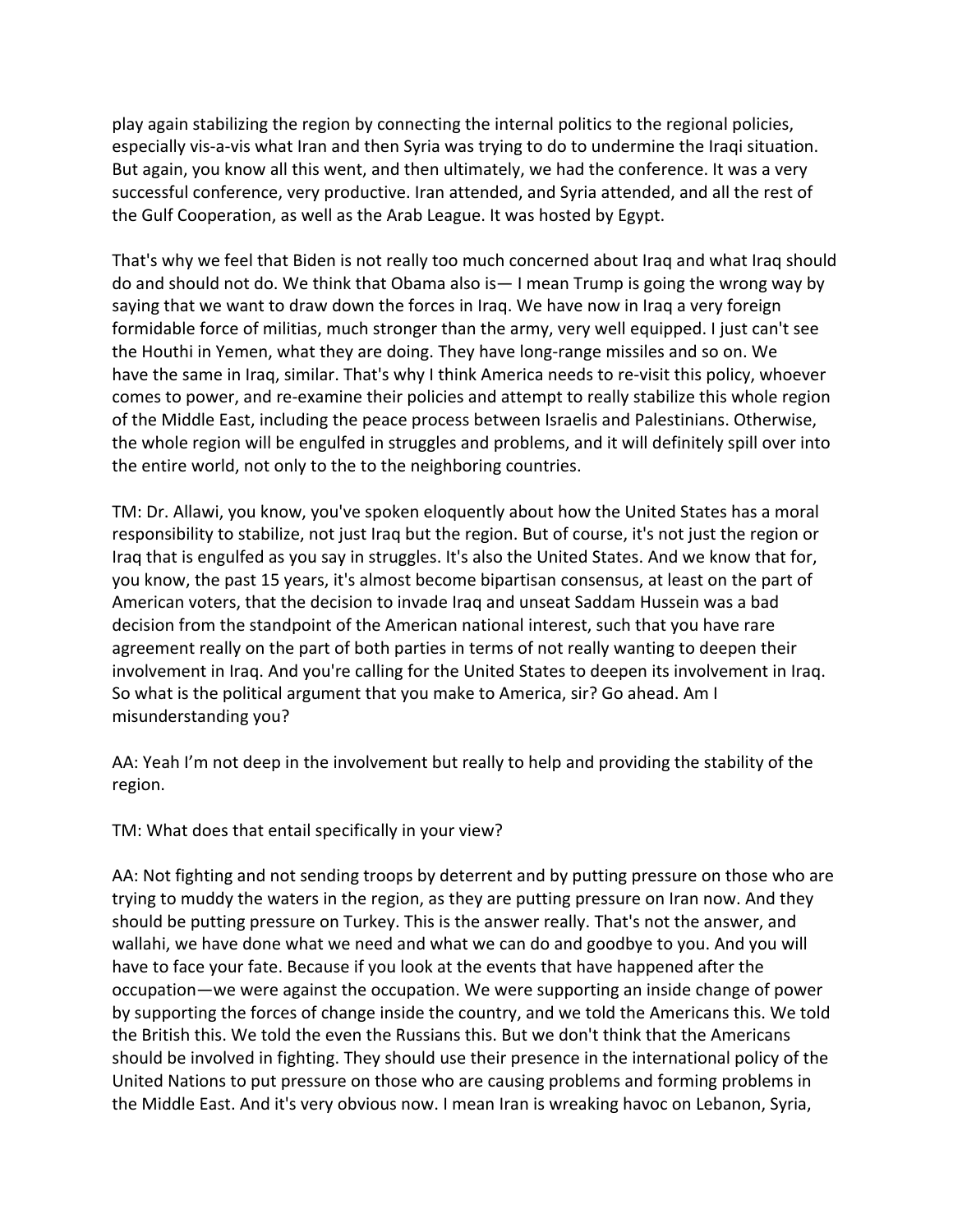play again stabilizing the region by connecting the internal politics to the regional policies, especially vis-a-vis what Iran and then Syria was trying to do to undermine the Iraqi situation. But again, you know all this went, and then ultimately, we had the conference. It was a very successful conference, very productive. Iran attended, and Syria attended, and all the rest of the Gulf Cooperation, as well as the Arab League. It was hosted by Egypt.

That's why we feel that Biden is not really too much concerned about Iraq and what Iraq should do and should not do. We think that Obama also is— I mean Trump is going the wrong way by saying that we want to draw down the forces in Iraq. We have now in Iraq a very foreign formidable force of militias, much stronger than the army, very well equipped. I just can't see the Houthi in Yemen, what they are doing. They have long-range missiles and so on. We have the same in Iraq, similar. That's why I think America needs to re-visit this policy, whoever comes to power, and re-examine their policies and attempt to really stabilize this whole region of the Middle East, including the peace process between Israelis and Palestinians. Otherwise, the whole region will be engulfed in struggles and problems, and it will definitely spill over into the entire world, not only to the to the neighboring countries.

TM: Dr. Allawi, you know, you've spoken eloquently about how the United States has a moral responsibility to stabilize, not just Iraq but the region. But of course, it's not just the region or Iraq that is engulfed as you say in struggles. It's also the United States. And we know that for, you know, the past 15 years, it's almost become bipartisan consensus, at least on the part of American voters, that the decision to invade Iraq and unseat Saddam Hussein was a bad decision from the standpoint of the American national interest, such that you have rare agreement really on the part of both parties in terms of not really wanting to deepen their involvement in Iraq. And you're calling for the United States to deepen its involvement in Iraq. So what is the political argument that you make to America, sir? Go ahead. Am I misunderstanding you?

AA: Yeah I'm not deep in the involvement but really to help and providing the stability of the region.

TM: What does that entail specifically in your view?

AA: Not fighting and not sending troops by deterrent and by putting pressure on those who are trying to muddy the waters in the region, as they are putting pressure on Iran now. And they should be putting pressure on Turkey. This is the answer really. That's not the answer, and wallahi, we have done what we need and what we can do and goodbye to you. And you will have to face your fate. Because if you look at the events that have happened after the occupation—we were against the occupation. We were supporting an inside change of power by supporting the forces of change inside the country, and we told the Americans this. We told the British this. We told the even the Russians this. But we don't think that the Americans should be involved in fighting. They should use their presence in the international policy of the United Nations to put pressure on those who are causing problems and forming problems in the Middle East. And it's very obvious now. I mean Iran is wreaking havoc on Lebanon, Syria,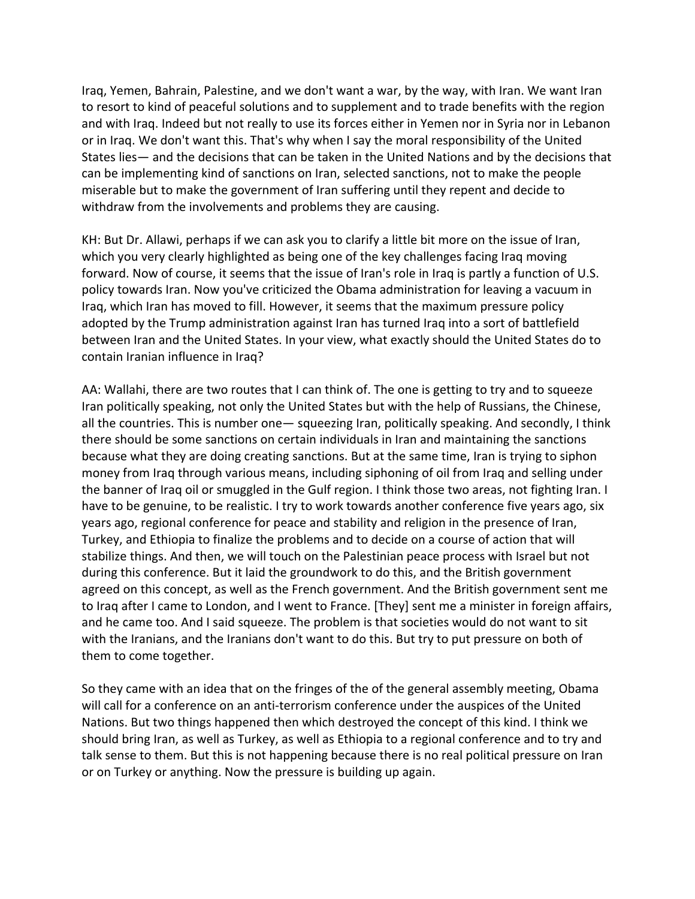Iraq, Yemen, Bahrain, Palestine, and we don't want a war, by the way, with Iran. We want Iran to resort to kind of peaceful solutions and to supplement and to trade benefits with the region and with Iraq. Indeed but not really to use its forces either in Yemen nor in Syria nor in Lebanon or in Iraq. We don't want this. That's why when I say the moral responsibility of the United States lies— and the decisions that can be taken in the United Nations and by the decisions that can be implementing kind of sanctions on Iran, selected sanctions, not to make the people miserable but to make the government of Iran suffering until they repent and decide to withdraw from the involvements and problems they are causing.

KH: But Dr. Allawi, perhaps if we can ask you to clarify a little bit more on the issue of Iran, which you very clearly highlighted as being one of the key challenges facing Iraq moving forward. Now of course, it seems that the issue of Iran's role in Iraq is partly a function of U.S. policy towards Iran. Now you've criticized the Obama administration for leaving a vacuum in Iraq, which Iran has moved to fill. However, it seems that the maximum pressure policy adopted by the Trump administration against Iran has turned Iraq into a sort of battlefield between Iran and the United States. In your view, what exactly should the United States do to contain Iranian influence in Iraq?

AA: Wallahi, there are two routes that I can think of. The one is getting to try and to squeeze Iran politically speaking, not only the United States but with the help of Russians, the Chinese, all the countries. This is number one— squeezing Iran, politically speaking. And secondly, I think there should be some sanctions on certain individuals in Iran and maintaining the sanctions because what they are doing creating sanctions. But at the same time, Iran is trying to siphon money from Iraq through various means, including siphoning of oil from Iraq and selling under the banner of Iraq oil or smuggled in the Gulf region. I think those two areas, not fighting Iran. I have to be genuine, to be realistic. I try to work towards another conference five years ago, six years ago, regional conference for peace and stability and religion in the presence of Iran, Turkey, and Ethiopia to finalize the problems and to decide on a course of action that will stabilize things. And then, we will touch on the Palestinian peace process with Israel but not during this conference. But it laid the groundwork to do this, and the British government agreed on this concept, as well as the French government. And the British government sent me to Iraq after I came to London, and I went to France. [They] sent me a minister in foreign affairs, and he came too. And I said squeeze. The problem is that societies would do not want to sit with the Iranians, and the Iranians don't want to do this. But try to put pressure on both of them to come together.

So they came with an idea that on the fringes of the of the general assembly meeting, Obama will call for a conference on an anti-terrorism conference under the auspices of the United Nations. But two things happened then which destroyed the concept of this kind. I think we should bring Iran, as well as Turkey, as well as Ethiopia to a regional conference and to try and talk sense to them. But this is not happening because there is no real political pressure on Iran or on Turkey or anything. Now the pressure is building up again.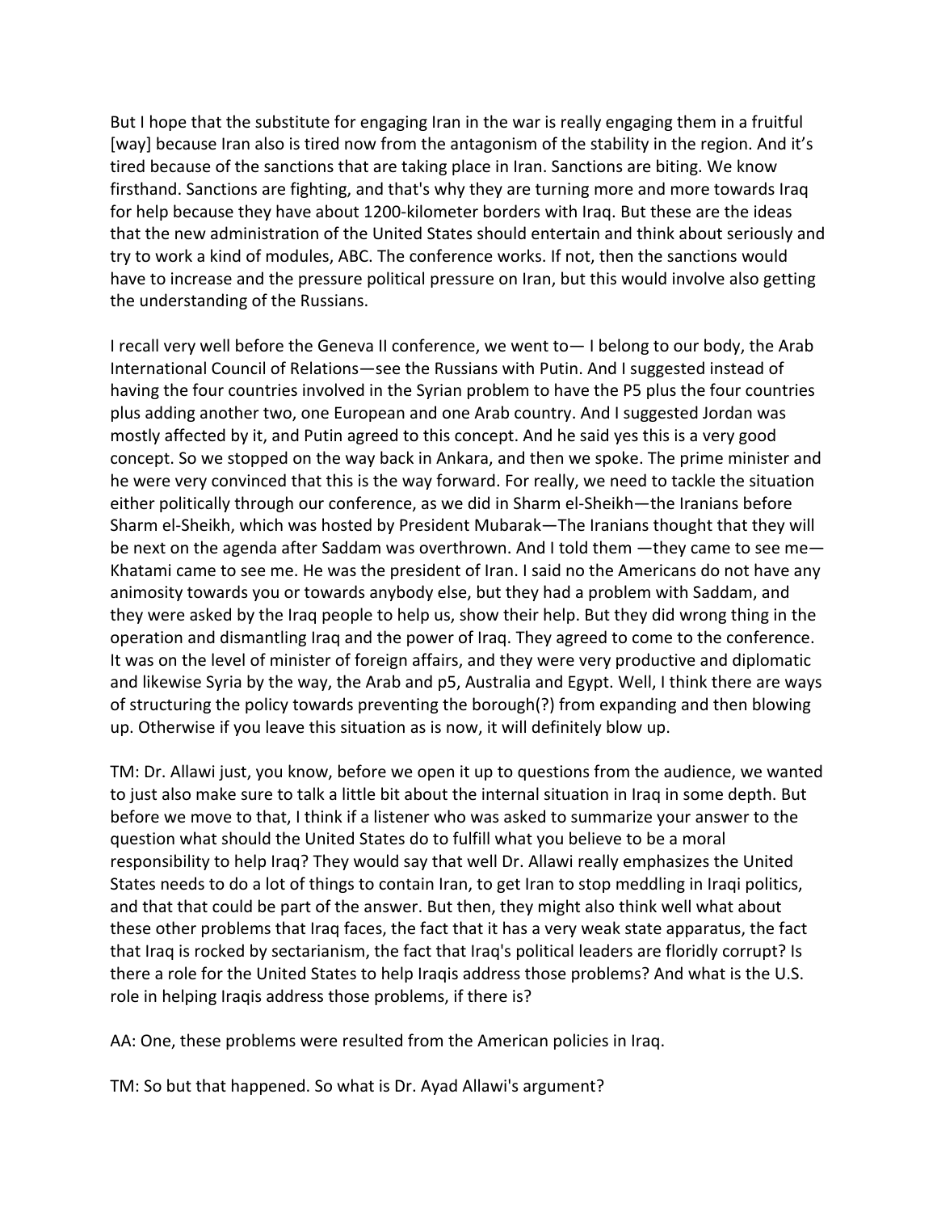But I hope that the substitute for engaging Iran in the war is really engaging them in a fruitful [way] because Iran also is tired now from the antagonism of the stability in the region. And it's tired because of the sanctions that are taking place in Iran. Sanctions are biting. We know firsthand. Sanctions are fighting, and that's why they are turning more and more towards Iraq for help because they have about 1200-kilometer borders with Iraq. But these are the ideas that the new administration of the United States should entertain and think about seriously and try to work a kind of modules, ABC. The conference works. If not, then the sanctions would have to increase and the pressure political pressure on Iran, but this would involve also getting the understanding of the Russians.

I recall very well before the Geneva II conference, we went to— I belong to our body, the Arab International Council of Relations—see the Russians with Putin. And I suggested instead of having the four countries involved in the Syrian problem to have the P5 plus the four countries plus adding another two, one European and one Arab country. And I suggested Jordan was mostly affected by it, and Putin agreed to this concept. And he said yes this is a very good concept. So we stopped on the way back in Ankara, and then we spoke. The prime minister and he were very convinced that this is the way forward. For really, we need to tackle the situation either politically through our conference, as we did in Sharm el-Sheikh—the Iranians before Sharm el-Sheikh, which was hosted by President Mubarak—The Iranians thought that they will be next on the agenda after Saddam was overthrown. And I told them —they came to see me— Khatami came to see me. He was the president of Iran. I said no the Americans do not have any animosity towards you or towards anybody else, but they had a problem with Saddam, and they were asked by the Iraq people to help us, show their help. But they did wrong thing in the operation and dismantling Iraq and the power of Iraq. They agreed to come to the conference. It was on the level of minister of foreign affairs, and they were very productive and diplomatic and likewise Syria by the way, the Arab and p5, Australia and Egypt. Well, I think there are ways of structuring the policy towards preventing the borough(?) from expanding and then blowing up. Otherwise if you leave this situation as is now, it will definitely blow up.

TM: Dr. Allawi just, you know, before we open it up to questions from the audience, we wanted to just also make sure to talk a little bit about the internal situation in Iraq in some depth. But before we move to that, I think if a listener who was asked to summarize your answer to the question what should the United States do to fulfill what you believe to be a moral responsibility to help Iraq? They would say that well Dr. Allawi really emphasizes the United States needs to do a lot of things to contain Iran, to get Iran to stop meddling in Iraqi politics, and that that could be part of the answer. But then, they might also think well what about these other problems that Iraq faces, the fact that it has a very weak state apparatus, the fact that Iraq is rocked by sectarianism, the fact that Iraq's political leaders are floridly corrupt? Is there a role for the United States to help Iraqis address those problems? And what is the U.S. role in helping Iraqis address those problems, if there is?

AA: One, these problems were resulted from the American policies in Iraq.

TM: So but that happened. So what is Dr. Ayad Allawi's argument?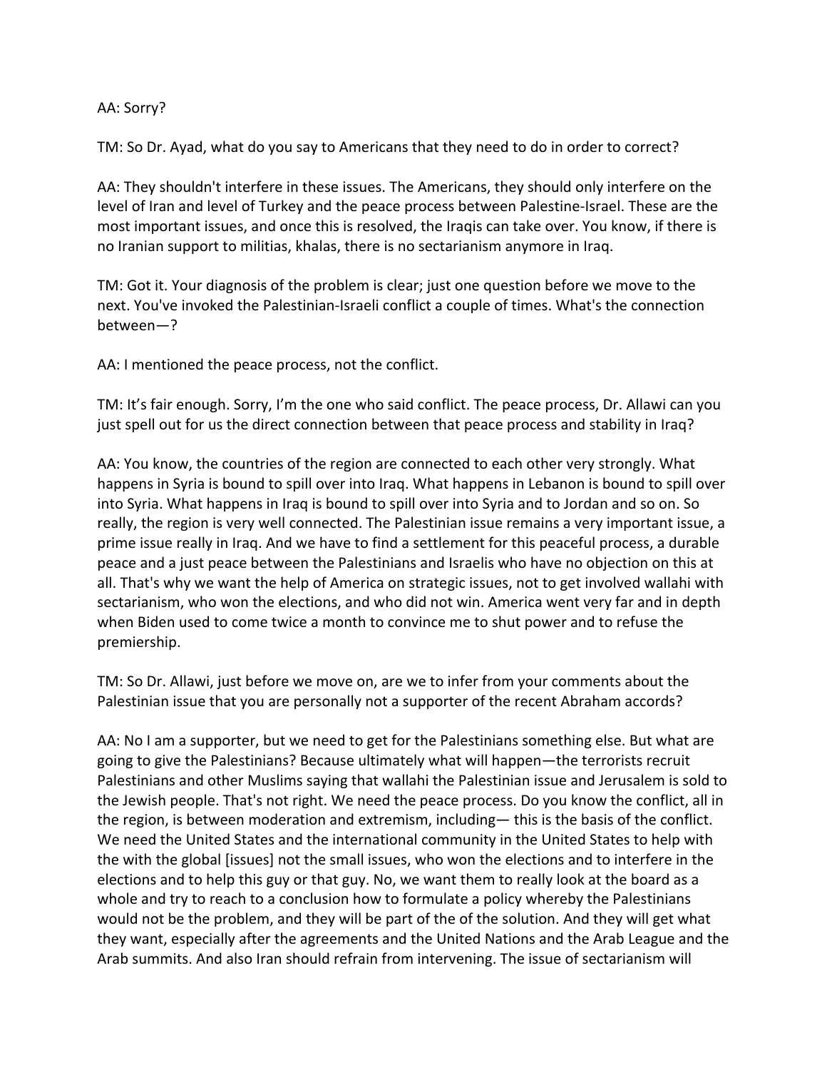AA: Sorry?

TM: So Dr. Ayad, what do you say to Americans that they need to do in order to correct?

AA: They shouldn't interfere in these issues. The Americans, they should only interfere on the level of Iran and level of Turkey and the peace process between Palestine-Israel. These are the most important issues, and once this is resolved, the Iraqis can take over. You know, if there is no Iranian support to militias, khalas, there is no sectarianism anymore in Iraq.

TM: Got it. Your diagnosis of the problem is clear; just one question before we move to the next. You've invoked the Palestinian-Israeli conflict a couple of times. What's the connection between—?

AA: I mentioned the peace process, not the conflict.

TM: It's fair enough. Sorry, I'm the one who said conflict. The peace process, Dr. Allawi can you just spell out for us the direct connection between that peace process and stability in Iraq?

AA: You know, the countries of the region are connected to each other very strongly. What happens in Syria is bound to spill over into Iraq. What happens in Lebanon is bound to spill over into Syria. What happens in Iraq is bound to spill over into Syria and to Jordan and so on. So really, the region is very well connected. The Palestinian issue remains a very important issue, a prime issue really in Iraq. And we have to find a settlement for this peaceful process, a durable peace and a just peace between the Palestinians and Israelis who have no objection on this at all. That's why we want the help of America on strategic issues, not to get involved wallahi with sectarianism, who won the elections, and who did not win. America went very far and in depth when Biden used to come twice a month to convince me to shut power and to refuse the premiership.

TM: So Dr. Allawi, just before we move on, are we to infer from your comments about the Palestinian issue that you are personally not a supporter of the recent Abraham accords?

AA: No I am a supporter, but we need to get for the Palestinians something else. But what are going to give the Palestinians? Because ultimately what will happen—the terrorists recruit Palestinians and other Muslims saying that wallahi the Palestinian issue and Jerusalem is sold to the Jewish people. That's not right. We need the peace process. Do you know the conflict, all in the region, is between moderation and extremism, including— this is the basis of the conflict. We need the United States and the international community in the United States to help with the with the global [issues] not the small issues, who won the elections and to interfere in the elections and to help this guy or that guy. No, we want them to really look at the board as a whole and try to reach to a conclusion how to formulate a policy whereby the Palestinians would not be the problem, and they will be part of the of the solution. And they will get what they want, especially after the agreements and the United Nations and the Arab League and the Arab summits. And also Iran should refrain from intervening. The issue of sectarianism will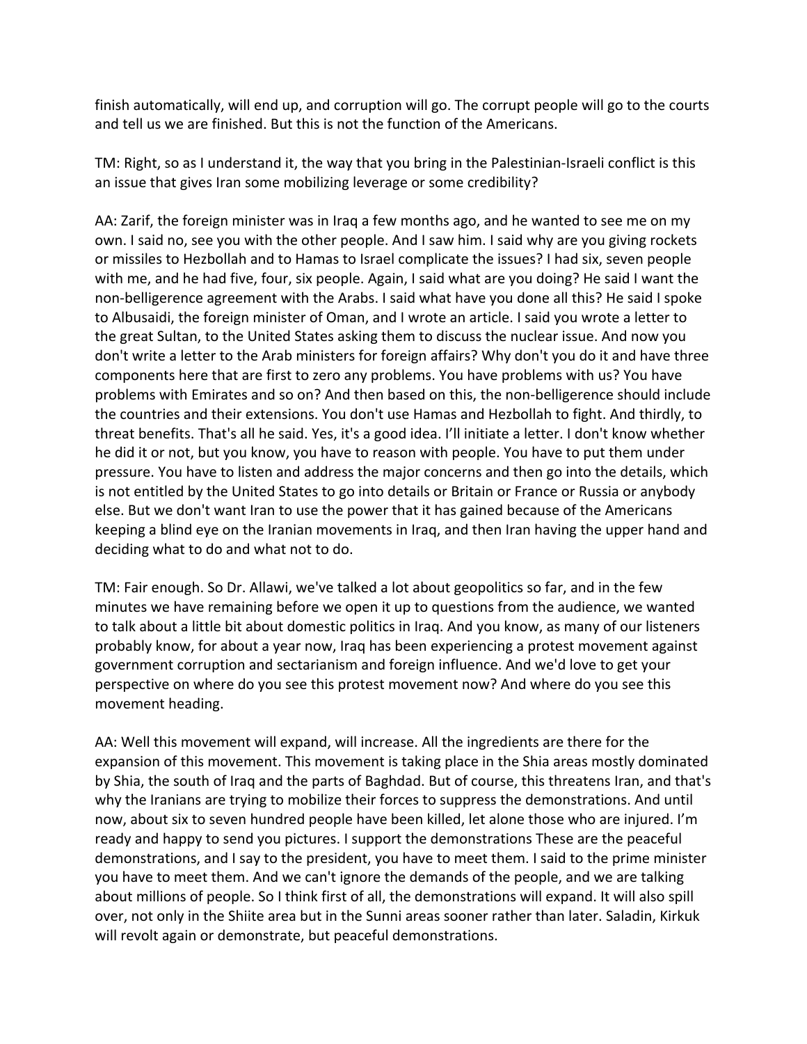finish automatically, will end up, and corruption will go. The corrupt people will go to the courts and tell us we are finished. But this is not the function of the Americans.

TM: Right, so as I understand it, the way that you bring in the Palestinian-Israeli conflict is this an issue that gives Iran some mobilizing leverage or some credibility?

AA: Zarif, the foreign minister was in Iraq a few months ago, and he wanted to see me on my own. I said no, see you with the other people. And I saw him. I said why are you giving rockets or missiles to Hezbollah and to Hamas to Israel complicate the issues? I had six, seven people with me, and he had five, four, six people. Again, I said what are you doing? He said I want the non-belligerence agreement with the Arabs. I said what have you done all this? He said I spoke to Albusaidi, the foreign minister of Oman, and I wrote an article. I said you wrote a letter to the great Sultan, to the United States asking them to discuss the nuclear issue. And now you don't write a letter to the Arab ministers for foreign affairs? Why don't you do it and have three components here that are first to zero any problems. You have problems with us? You have problems with Emirates and so on? And then based on this, the non-belligerence should include the countries and their extensions. You don't use Hamas and Hezbollah to fight. And thirdly, to threat benefits. That's all he said. Yes, it's a good idea. I'll initiate a letter. I don't know whether he did it or not, but you know, you have to reason with people. You have to put them under pressure. You have to listen and address the major concerns and then go into the details, which is not entitled by the United States to go into details or Britain or France or Russia or anybody else. But we don't want Iran to use the power that it has gained because of the Americans keeping a blind eye on the Iranian movements in Iraq, and then Iran having the upper hand and deciding what to do and what not to do.

TM: Fair enough. So Dr. Allawi, we've talked a lot about geopolitics so far, and in the few minutes we have remaining before we open it up to questions from the audience, we wanted to talk about a little bit about domestic politics in Iraq. And you know, as many of our listeners probably know, for about a year now, Iraq has been experiencing a protest movement against government corruption and sectarianism and foreign influence. And we'd love to get your perspective on where do you see this protest movement now? And where do you see this movement heading.

AA: Well this movement will expand, will increase. All the ingredients are there for the expansion of this movement. This movement is taking place in the Shia areas mostly dominated by Shia, the south of Iraq and the parts of Baghdad. But of course, this threatens Iran, and that's why the Iranians are trying to mobilize their forces to suppress the demonstrations. And until now, about six to seven hundred people have been killed, let alone those who are injured. I'm ready and happy to send you pictures. I support the demonstrations These are the peaceful demonstrations, and I say to the president, you have to meet them. I said to the prime minister you have to meet them. And we can't ignore the demands of the people, and we are talking about millions of people. So I think first of all, the demonstrations will expand. It will also spill over, not only in the Shiite area but in the Sunni areas sooner rather than later. Saladin, Kirkuk will revolt again or demonstrate, but peaceful demonstrations.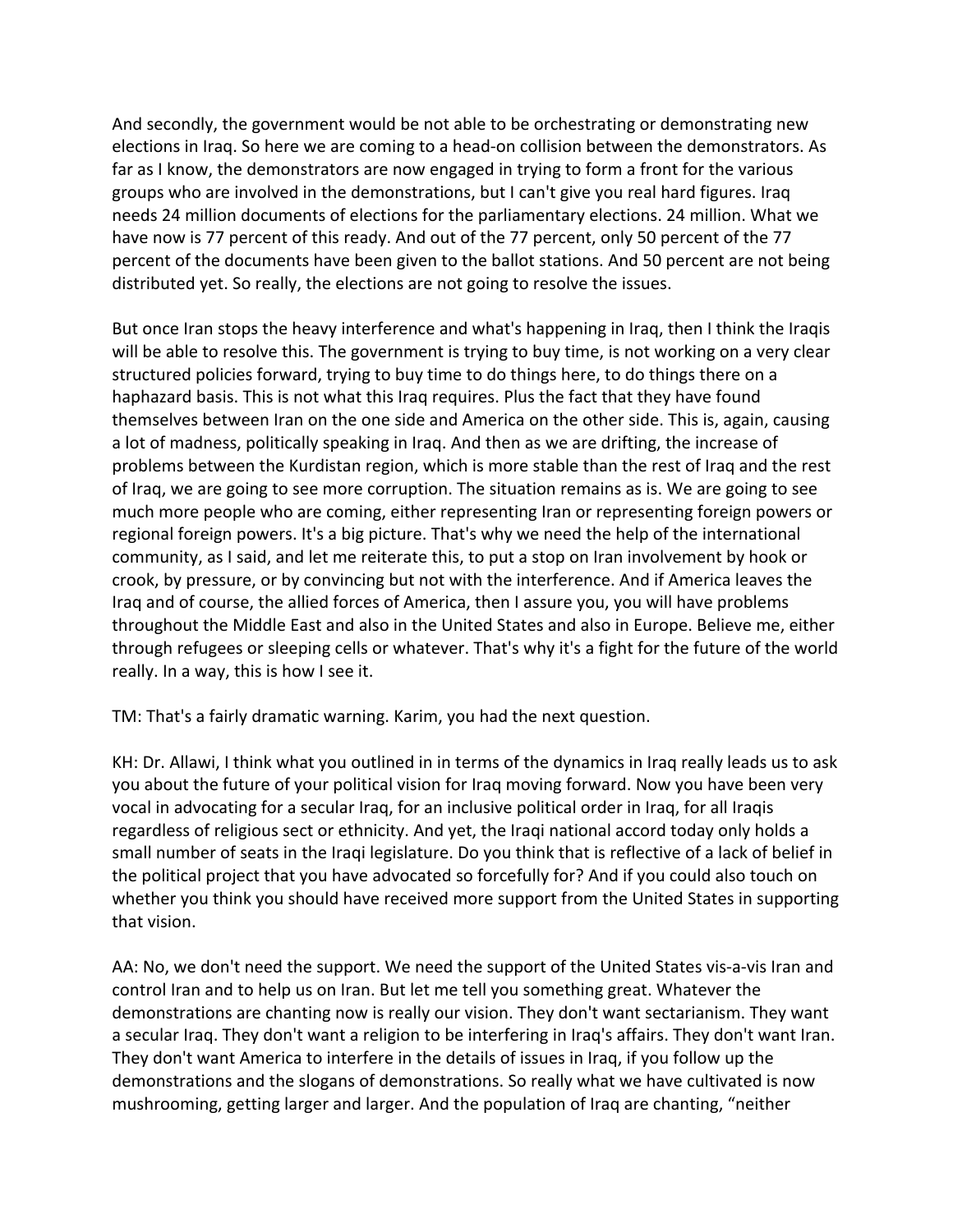And secondly, the government would be not able to be orchestrating or demonstrating new elections in Iraq. So here we are coming to a head-on collision between the demonstrators. As far as I know, the demonstrators are now engaged in trying to form a front for the various groups who are involved in the demonstrations, but I can't give you real hard figures. Iraq needs 24 million documents of elections for the parliamentary elections. 24 million. What we have now is 77 percent of this ready. And out of the 77 percent, only 50 percent of the 77 percent of the documents have been given to the ballot stations. And 50 percent are not being distributed yet. So really, the elections are not going to resolve the issues.

But once Iran stops the heavy interference and what's happening in Iraq, then I think the Iraqis will be able to resolve this. The government is trying to buy time, is not working on a very clear structured policies forward, trying to buy time to do things here, to do things there on a haphazard basis. This is not what this Iraq requires. Plus the fact that they have found themselves between Iran on the one side and America on the other side. This is, again, causing a lot of madness, politically speaking in Iraq. And then as we are drifting, the increase of problems between the Kurdistan region, which is more stable than the rest of Iraq and the rest of Iraq, we are going to see more corruption. The situation remains as is. We are going to see much more people who are coming, either representing Iran or representing foreign powers or regional foreign powers. It's a big picture. That's why we need the help of the international community, as I said, and let me reiterate this, to put a stop on Iran involvement by hook or crook, by pressure, or by convincing but not with the interference. And if America leaves the Iraq and of course, the allied forces of America, then I assure you, you will have problems throughout the Middle East and also in the United States and also in Europe. Believe me, either through refugees or sleeping cells or whatever. That's why it's a fight for the future of the world really. In a way, this is how I see it.

TM: That's a fairly dramatic warning. Karim, you had the next question.

KH: Dr. Allawi, I think what you outlined in in terms of the dynamics in Iraq really leads us to ask you about the future of your political vision for Iraq moving forward. Now you have been very vocal in advocating for a secular Iraq, for an inclusive political order in Iraq, for all Iraqis regardless of religious sect or ethnicity. And yet, the Iraqi national accord today only holds a small number of seats in the Iraqi legislature. Do you think that is reflective of a lack of belief in the political project that you have advocated so forcefully for? And if you could also touch on whether you think you should have received more support from the United States in supporting that vision.

AA: No, we don't need the support. We need the support of the United States vis-a-vis Iran and control Iran and to help us on Iran. But let me tell you something great. Whatever the demonstrations are chanting now is really our vision. They don't want sectarianism. They want a secular Iraq. They don't want a religion to be interfering in Iraq's affairs. They don't want Iran. They don't want America to interfere in the details of issues in Iraq, if you follow up the demonstrations and the slogans of demonstrations. So really what we have cultivated is now mushrooming, getting larger and larger. And the population of Iraq are chanting, "neither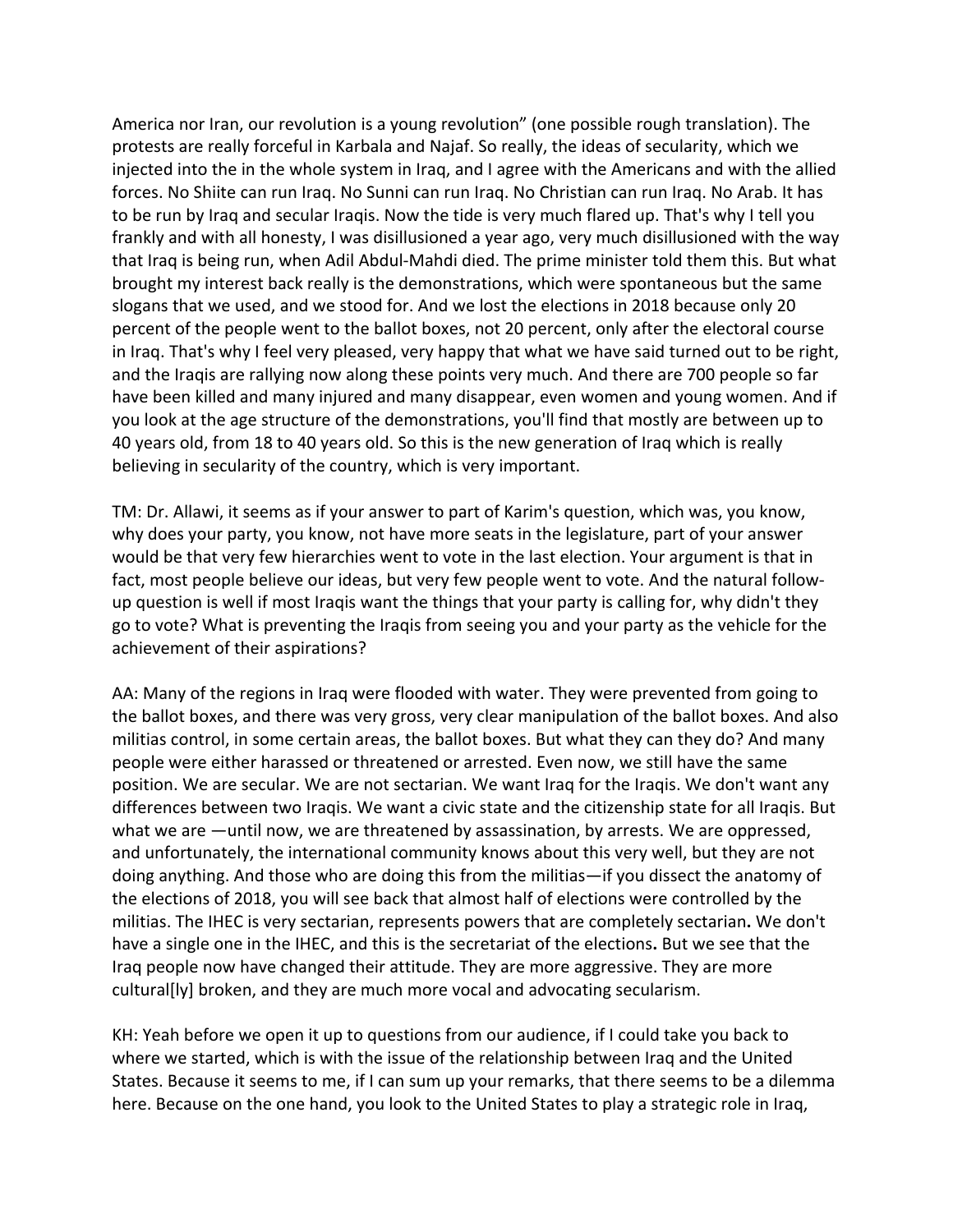America nor Iran, our revolution is a young revolution" (one possible rough translation). The protests are really forceful in Karbala and Najaf. So really, the ideas of secularity, which we injected into the in the whole system in Iraq, and I agree with the Americans and with the allied forces. No Shiite can run Iraq. No Sunni can run Iraq. No Christian can run Iraq. No Arab. It has to be run by Iraq and secular Iraqis. Now the tide is very much flared up. That's why I tell you frankly and with all honesty, I was disillusioned a year ago, very much disillusioned with the way that Iraq is being run, when Adil Abdul-Mahdi died. The prime minister told them this. But what brought my interest back really is the demonstrations, which were spontaneous but the same slogans that we used, and we stood for. And we lost the elections in 2018 because only 20 percent of the people went to the ballot boxes, not 20 percent, only after the electoral course in Iraq. That's why I feel very pleased, very happy that what we have said turned out to be right, and the Iraqis are rallying now along these points very much. And there are 700 people so far have been killed and many injured and many disappear, even women and young women. And if you look at the age structure of the demonstrations, you'll find that mostly are between up to 40 years old, from 18 to 40 years old. So this is the new generation of Iraq which is really believing in secularity of the country, which is very important.

TM: Dr. Allawi, it seems as if your answer to part of Karim's question, which was, you know, why does your party, you know, not have more seats in the legislature, part of your answer would be that very few hierarchies went to vote in the last election. Your argument is that in fact, most people believe our ideas, but very few people went to vote. And the natural follow-up question is well if most Iraqis want the things that your party is calling for, why didn't they go to vote? What is preventing the Iraqis from seeing you and your party as the vehicle for the achievement of their aspirations?

AA: Many of the regions in Iraq were flooded with water. They were prevented from going to the ballot boxes, and there was very gross, very clear manipulation of the ballot boxes. And also militias control, in some certain areas, the ballot boxes. But what they can they do? And many people were either harassed or threatened or arrested. Even now, we still have the same position. We are secular. We are not sectarian. We want Iraq for the Iraqis. We don't want any differences between two Iraqis. We want a civic state and the citizenship state for all Iraqis. But what we are —until now, we are threatened by assassination, by arrests. We are oppressed, and unfortunately, the international community knows about this very well, but they are not doing anything. And those who are doing this from the militias—if you dissect the anatomy of the elections of 2018, you will see back that almost half of elections were controlled by the militias. The IHEC is very sectarian, represents powers that are completely sectarian**.** We don't have a single one in the IHEC, and this is the secretariat of the elections**.** But we see that the Iraq people now have changed their attitude. They are more aggressive. They are more cultural[ly] broken, and they are much more vocal and advocating secularism.

KH: Yeah before we open it up to questions from our audience, if I could take you back to where we started, which is with the issue of the relationship between Iraq and the United States. Because it seems to me, if I can sum up your remarks, that there seems to be a dilemma here. Because on the one hand, you look to the United States to play a strategic role in Iraq,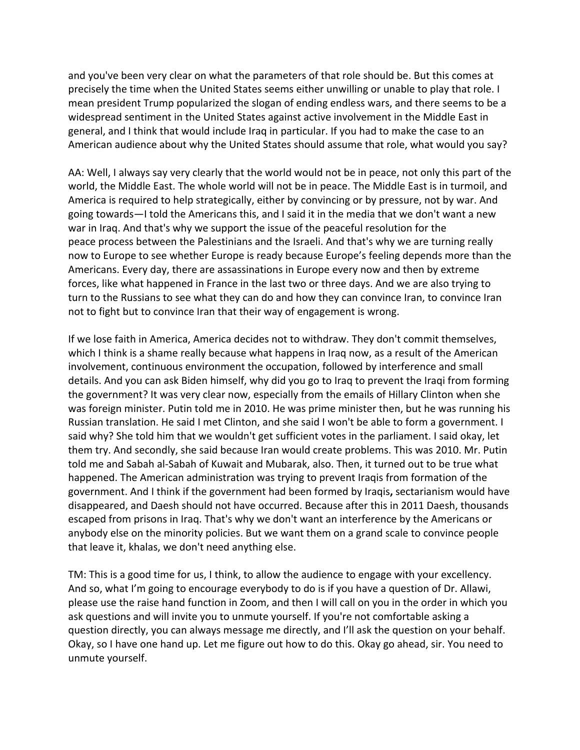and you've been very clear on what the parameters of that role should be. But this comes at precisely the time when the United States seems either unwilling or unable to play that role. I mean president Trump popularized the slogan of ending endless wars, and there seems to be a widespread sentiment in the United States against active involvement in the Middle East in general, and I think that would include Iraq in particular. If you had to make the case to an American audience about why the United States should assume that role, what would you say?

AA: Well, I always say very clearly that the world would not be in peace, not only this part of the world, the Middle East. The whole world will not be in peace. The Middle East is in turmoil, and America is required to help strategically, either by convincing or by pressure, not by war. And going towards—I told the Americans this, and I said it in the media that we don't want a new war in Iraq. And that's why we support the issue of the peaceful resolution for the peace process between the Palestinians and the Israeli. And that's why we are turning really now to Europe to see whether Europe is ready because Europe's feeling depends more than the Americans. Every day, there are assassinations in Europe every now and then by extreme forces, like what happened in France in the last two or three days. And we are also trying to turn to the Russians to see what they can do and how they can convince Iran, to convince Iran not to fight but to convince Iran that their way of engagement is wrong.

If we lose faith in America, America decides not to withdraw. They don't commit themselves, which I think is a shame really because what happens in Iraq now, as a result of the American involvement, continuous environment the occupation, followed by interference and small details. And you can ask Biden himself, why did you go to Iraq to prevent the Iraqi from forming the government? It was very clear now, especially from the emails of Hillary Clinton when she was foreign minister. Putin told me in 2010. He was prime minister then, but he was running his Russian translation. He said I met Clinton, and she said I won't be able to form a government. I said why? She told him that we wouldn't get sufficient votes in the parliament. I said okay, let them try. And secondly, she said because Iran would create problems. This was 2010. Mr. Putin told me and Sabah al-Sabah of Kuwait and Mubarak, also. Then, it turned out to be true what happened. The American administration was trying to prevent Iraqis from formation of the government. And I think if the government had been formed by Iraqis**,** sectarianism would have disappeared, and Daesh should not have occurred. Because after this in 2011 Daesh, thousands escaped from prisons in Iraq. That's why we don't want an interference by the Americans or anybody else on the minority policies. But we want them on a grand scale to convince people that leave it, khalas, we don't need anything else.

TM: This is a good time for us, I think, to allow the audience to engage with your excellency. And so, what I'm going to encourage everybody to do is if you have a question of Dr. Allawi, please use the raise hand function in Zoom, and then I will call on you in the order in which you ask questions and will invite you to unmute yourself. If you're not comfortable asking a question directly, you can always message me directly, and I'll ask the question on your behalf. Okay, so I have one hand up. Let me figure out how to do this. Okay go ahead, sir. You need to unmute yourself.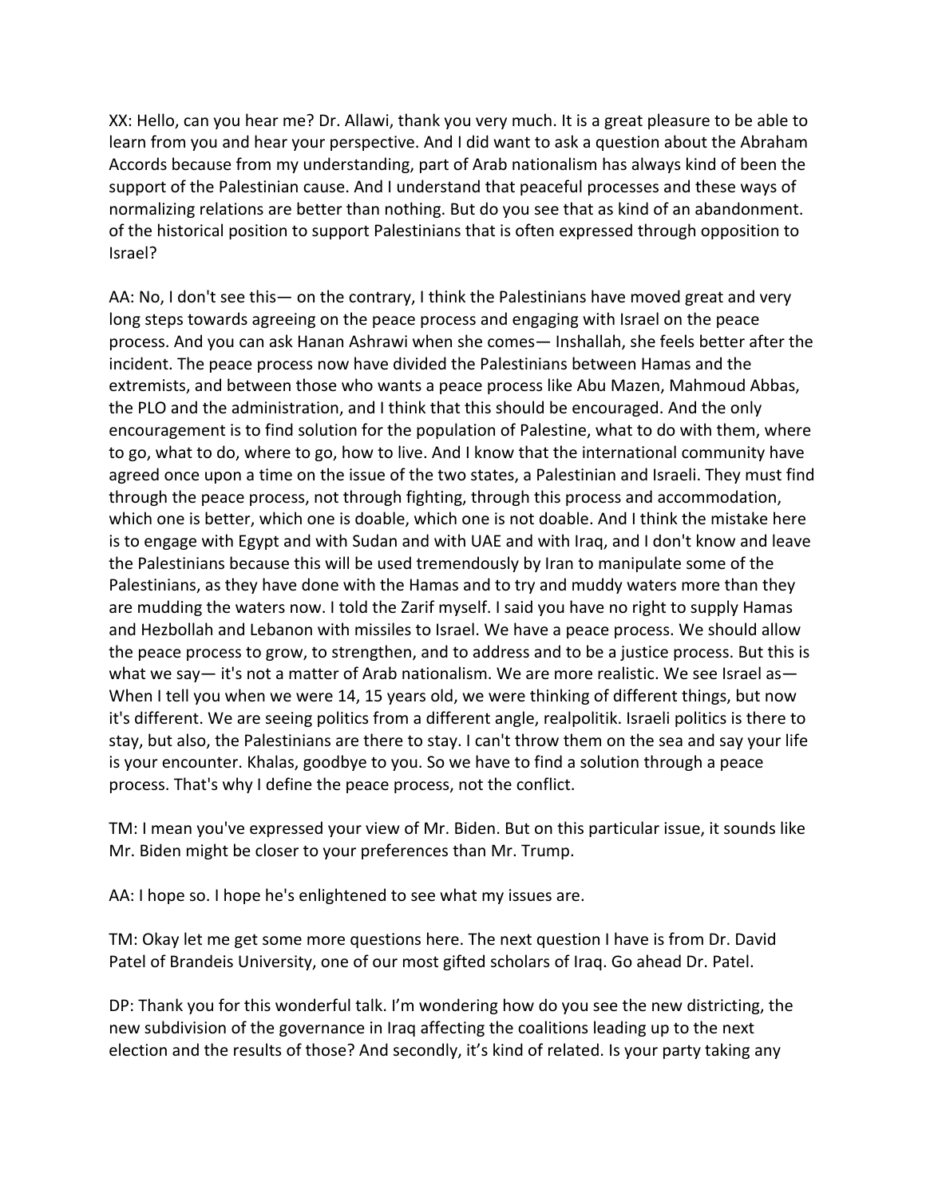XX: Hello, can you hear me? Dr. Allawi, thank you very much. It is a great pleasure to be able to learn from you and hear your perspective. And I did want to ask a question about the Abraham Accords because from my understanding, part of Arab nationalism has always kind of been the support of the Palestinian cause. And I understand that peaceful processes and these ways of normalizing relations are better than nothing. But do you see that as kind of an abandonment. of the historical position to support Palestinians that is often expressed through opposition to Israel?

AA: No, I don't see this— on the contrary, I think the Palestinians have moved great and very long steps towards agreeing on the peace process and engaging with Israel on the peace process. And you can ask Hanan Ashrawi when she comes— Inshallah, she feels better after the incident. The peace process now have divided the Palestinians between Hamas and the extremists, and between those who wants a peace process like Abu Mazen, Mahmoud Abbas, the PLO and the administration, and I think that this should be encouraged. And the only encouragement is to find solution for the population of Palestine, what to do with them, where to go, what to do, where to go, how to live. And I know that the international community have agreed once upon a time on the issue of the two states, a Palestinian and Israeli. They must find through the peace process, not through fighting, through this process and accommodation, which one is better, which one is doable, which one is not doable. And I think the mistake here is to engage with Egypt and with Sudan and with UAE and with Iraq, and I don't know and leave the Palestinians because this will be used tremendously by Iran to manipulate some of the Palestinians, as they have done with the Hamas and to try and muddy waters more than they are mudding the waters now. I told the Zarif myself. I said you have no right to supply Hamas and Hezbollah and Lebanon with missiles to Israel. We have a peace process. We should allow the peace process to grow, to strengthen, and to address and to be a justice process. But this is what we say— it's not a matter of Arab nationalism. We are more realistic. We see Israel as— When I tell you when we were 14, 15 years old, we were thinking of different things, but now it's different. We are seeing politics from a different angle, realpolitik. Israeli politics is there to stay, but also, the Palestinians are there to stay. I can't throw them on the sea and say your life is your encounter. Khalas, goodbye to you. So we have to find a solution through a peace process. That's why I define the peace process, not the conflict.

TM: I mean you've expressed your view of Mr. Biden. But on this particular issue, it sounds like Mr. Biden might be closer to your preferences than Mr. Trump.

AA: I hope so. I hope he's enlightened to see what my issues are.

TM: Okay let me get some more questions here. The next question I have is from Dr. David Patel of Brandeis University, one of our most gifted scholars of Iraq. Go ahead Dr. Patel.

DP: Thank you for this wonderful talk. I'm wondering how do you see the new districting, the new subdivision of the governance in Iraq affecting the coalitions leading up to the next election and the results of those? And secondly, it's kind of related. Is your party taking any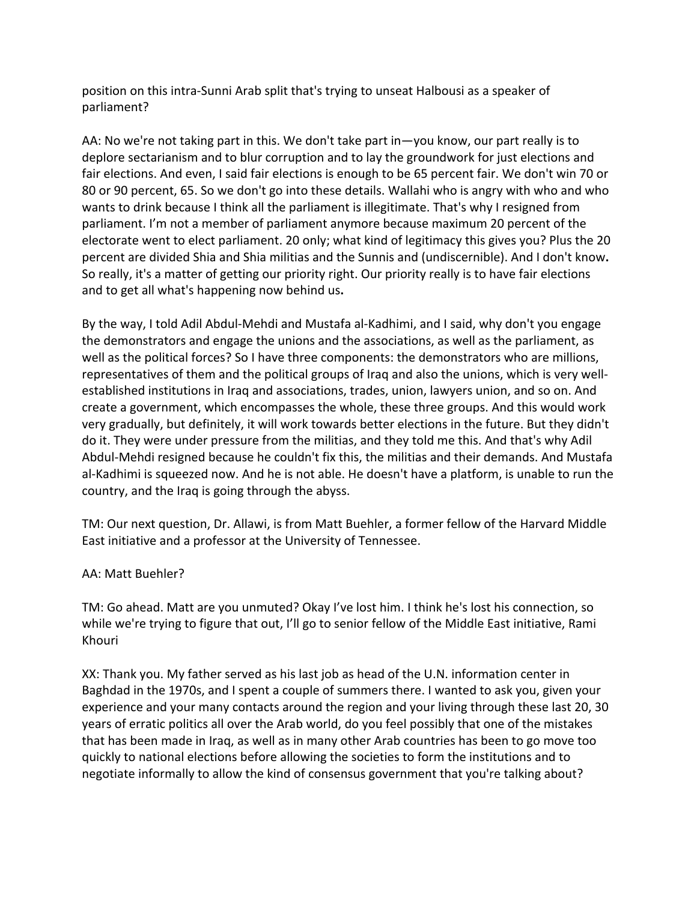position on this intra-Sunni Arab split that's trying to unseat Halbousi as a speaker of parliament?

AA: No we're not taking part in this. We don't take part in—you know, our part really is to deplore sectarianism and to blur corruption and to lay the groundwork for just elections and fair elections. And even, I said fair elections is enough to be 65 percent fair. We don't win 70 or 80 or 90 percent, 65. So we don't go into these details. Wallahi who is angry with who and who wants to drink because I think all the parliament is illegitimate. That's why I resigned from parliament. I'm not a member of parliament anymore because maximum 20 percent of the electorate went to elect parliament. 20 only; what kind of legitimacy this gives you? Plus the 20 percent are divided Shia and Shia militias and the Sunnis and (undiscernible). And I don't know**.** So really, it's a matter of getting our priority right. Our priority really is to have fair elections and to get all what's happening now behind us**.**

By the way, I told Adil Abdul-Mehdi and Mustafa al-Kadhimi, and I said, why don't you engage the demonstrators and engage the unions and the associations, as well as the parliament, as well as the political forces? So I have three components: the demonstrators who are millions, representatives of them and the political groups of Iraq and also the unions, which is very well-established institutions in Iraq and associations, trades, union, lawyers union, and so on. And create a government, which encompasses the whole, these three groups. And this would work very gradually, but definitely, it will work towards better elections in the future. But they didn't do it. They were under pressure from the militias, and they told me this. And that's why Adil Abdul-Mehdi resigned because he couldn't fix this, the militias and their demands. And Mustafa al-Kadhimi is squeezed now. And he is not able. He doesn't have a platform, is unable to run the country, and the Iraq is going through the abyss.

TM: Our next question, Dr. Allawi, is from Matt Buehler, a former fellow of the Harvard Middle East initiative and a professor at the University of Tennessee.

AA: Matt Buehler?

TM: Go ahead. Matt are you unmuted? Okay I've lost him. I think he's lost his connection, so while we're trying to figure that out, I'll go to senior fellow of the Middle East initiative, Rami Khouri

XX: Thank you. My father served as his last job as head of the U.N. information center in Baghdad in the 1970s, and I spent a couple of summers there. I wanted to ask you, given your experience and your many contacts around the region and your living through these last 20, 30 years of erratic politics all over the Arab world, do you feel possibly that one of the mistakes that has been made in Iraq, as well as in many other Arab countries has been to go move too quickly to national elections before allowing the societies to form the institutions and to negotiate informally to allow the kind of consensus government that you're talking about?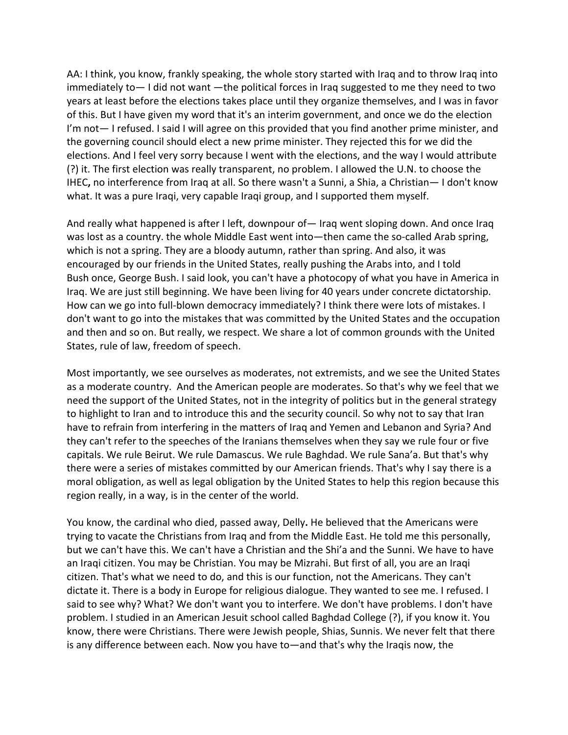AA: I think, you know, frankly speaking, the whole story started with Iraq and to throw Iraq into immediately to— I did not want —the political forces in Iraq suggested to me they need to two years at least before the elections takes place until they organize themselves, and I was in favor of this. But I have given my word that it's an interim government, and once we do the election I'm not— I refused. I said I will agree on this provided that you find another prime minister, and the governing council should elect a new prime minister. They rejected this for we did the elections. And I feel very sorry because I went with the elections, and the way I would attribute (?) it. The first election was really transparent, no problem. I allowed the U.N. to choose the IHEC, no interference from Iraq at all. So there wasn't a Sunni, a Shia, a Christian— I don't know what. It was a pure Iraqi, very capable Iraqi group, and I supported them myself.

And really what happened is after I left, downpour of— Iraq went sloping down. And once Iraq was lost as a country. the whole Middle East went into—then came the so-called Arab spring, which is not a spring. They are a bloody autumn, rather than spring. And also, it was encouraged by our friends in the United States, really pushing the Arabs into, and I told Bush once, George Bush. I said look, you can't have a photocopy of what you have in America in Iraq. We are just still beginning. We have been living for 40 years under concrete dictatorship. How can we go into full-blown democracy immediately? I think there were lots of mistakes. I don't want to go into the mistakes that was committed by the United States and the occupation and then and so on. But really, we respect. We share a lot of common grounds with the United States, rule of law, freedom of speech.

Most importantly, we see ourselves as moderates, not extremists, and we see the United States as a moderate country. And the American people are moderates. So that's why we feel that we need the support of the United States, not in the integrity of politics but in the general strategy to highlight to Iran and to introduce this and the security council. So why not to say that Iran have to refrain from interfering in the matters of Iraq and Yemen and Lebanon and Syria? And they can't refer to the speeches of the Iranians themselves when they say we rule four or five capitals. We rule Beirut. We rule Damascus. We rule Baghdad. We rule Sana'a. But that's why there were a series of mistakes committed by our American friends. That's why I say there is a moral obligation, as well as legal obligation by the United States to help this region because this region really, in a way, is in the center of the world.

You know, the cardinal who died, passed away, Delly. He believed that the Americans were trying to vacate the Christians from Iraq and from the Middle East. He told me this personally, but we can't have this. We can't have a Christian and the Shi'a and the Sunni. We have to have an Iraqi citizen. You may be Christian. You may be Mizrahi. But first of all, you are an Iraqi citizen. That's what we need to do, and this is our function, not the Americans. They can't dictate it. There is a body in Europe for religious dialogue. They wanted to see me. I refused. I said to see why? What? We don't want you to interfere. We don't have problems. I don't have problem. I studied in an American Jesuit school called Baghdad College (?), if you know it. You know, there were Christians. There were Jewish people, Shias, Sunnis. We never felt that there is any difference between each. Now you have to—and that's why the Iraqis now, the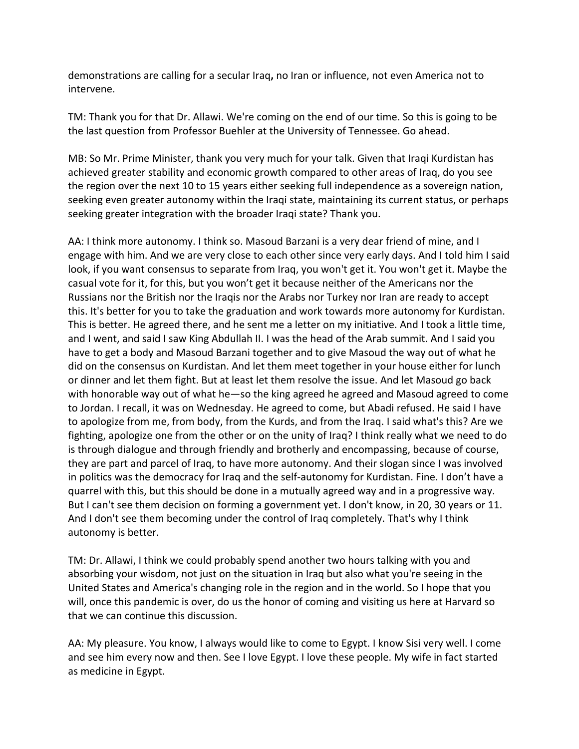demonstrations are calling for a secular Iraq**,** no Iran or influence, not even America not to intervene.

TM: Thank you for that Dr. Allawi. We're coming on the end of our time. So this is going to be the last question from Professor Buehler at the University of Tennessee. Go ahead.

MB: So Mr. Prime Minister, thank you very much for your talk. Given that Iraqi Kurdistan has achieved greater stability and economic growth compared to other areas of Iraq, do you see the region over the next 10 to 15 years either seeking full independence as a sovereign nation, seeking even greater autonomy within the Iraqi state, maintaining its current status, or perhaps seeking greater integration with the broader Iraqi state? Thank you.

AA: I think more autonomy. I think so. Masoud Barzani is a very dear friend of mine, and I engage with him. And we are very close to each other since very early days. And I told him I said look, if you want consensus to separate from Iraq, you won't get it. You won't get it. Maybe the casual vote for it, for this, but you won't get it because neither of the Americans nor the Russians nor the British nor the Iraqis nor the Arabs nor Turkey nor Iran are ready to accept this. It's better for you to take the graduation and work towards more autonomy for Kurdistan. This is better. He agreed there, and he sent me a letter on my initiative. And I took a little time, and I went, and said I saw King Abdullah II. I was the head of the Arab summit. And I said you have to get a body and Masoud Barzani together and to give Masoud the way out of what he did on the consensus on Kurdistan. And let them meet together in your house either for lunch or dinner and let them fight. But at least let them resolve the issue. And let Masoud go back with honorable way out of what he—so the king agreed he agreed and Masoud agreed to come to Jordan. I recall, it was on Wednesday. He agreed to come, but Abadi refused. He said I have to apologize from me, from body, from the Kurds, and from the Iraq. I said what's this? Are we fighting, apologize one from the other or on the unity of Iraq? I think really what we need to do is through dialogue and through friendly and brotherly and encompassing, because of course, they are part and parcel of Iraq, to have more autonomy. And their slogan since I was involved in politics was the democracy for Iraq and the self-autonomy for Kurdistan. Fine. I don't have a quarrel with this, but this should be done in a mutually agreed way and in a progressive way. But I can't see them decision on forming a government yet. I don't know, in 20, 30 years or 11. And I don't see them becoming under the control of Iraq completely. That's why I think autonomy is better.

TM: Dr. Allawi, I think we could probably spend another two hours talking with you and absorbing your wisdom, not just on the situation in Iraq but also what you're seeing in the United States and America's changing role in the region and in the world. So I hope that you will, once this pandemic is over, do us the honor of coming and visiting us here at Harvard so that we can continue this discussion.

AA: My pleasure. You know, I always would like to come to Egypt. I know Sisi very well. I come and see him every now and then. See I love Egypt. I love these people. My wife in fact started as medicine in Egypt.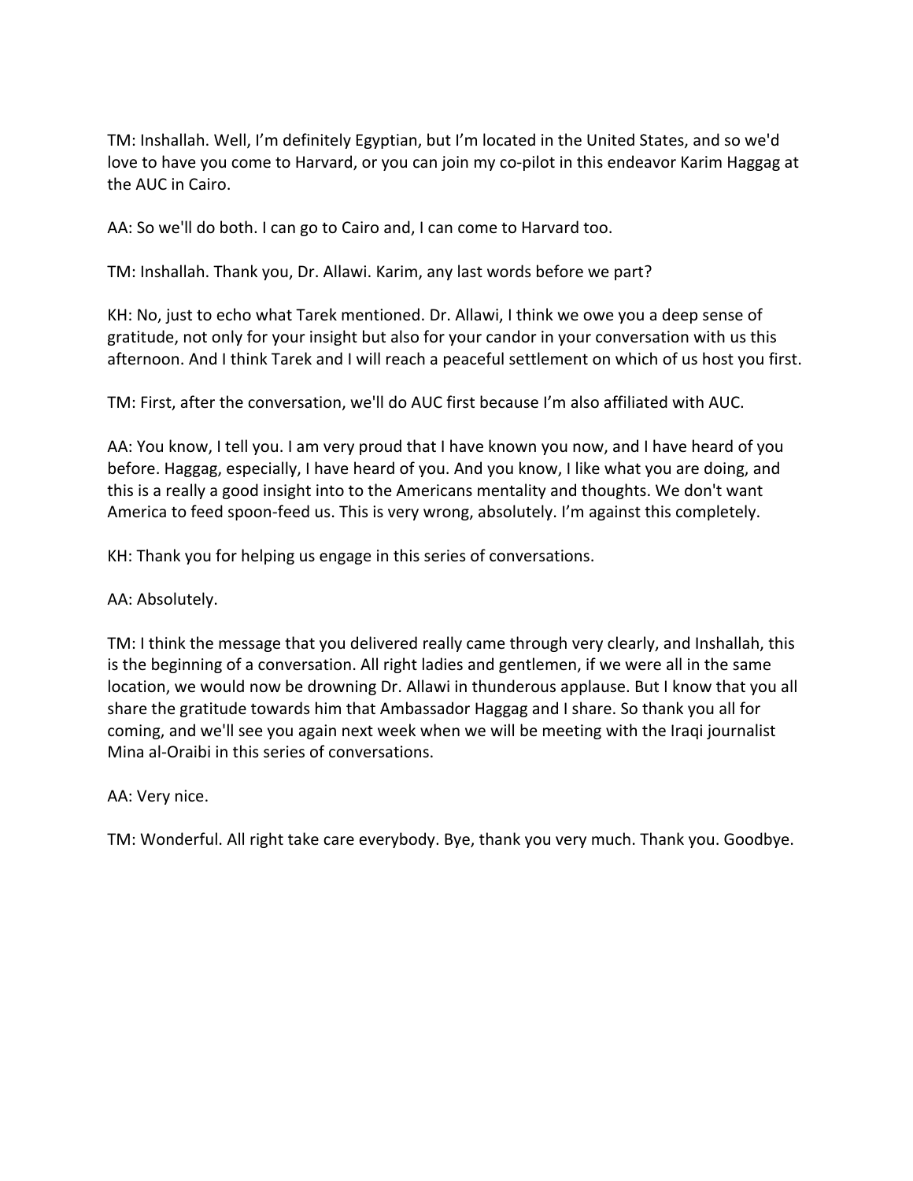TM: Inshallah. Well, I'm definitely Egyptian, but I'm located in the United States, and so we'd love to have you come to Harvard, or you can join my co-pilot in this endeavor Karim Haggag at the AUC in Cairo.

AA: So we'll do both. I can go to Cairo and, I can come to Harvard too.

TM: Inshallah. Thank you, Dr. Allawi. Karim, any last words before we part?

KH: No, just to echo what Tarek mentioned. Dr. Allawi, I think we owe you a deep sense of gratitude, not only for your insight but also for your candor in your conversation with us this afternoon. And I think Tarek and I will reach a peaceful settlement on which of us host you first.

TM: First, after the conversation, we'll do AUC first because I'm also affiliated with AUC.

AA: You know, I tell you. I am very proud that I have known you now, and I have heard of you before. Haggag, especially, I have heard of you. And you know, I like what you are doing, and this is a really a good insight into to the Americans mentality and thoughts. We don't want America to feed spoon-feed us. This is very wrong, absolutely. I'm against this completely.

KH: Thank you for helping us engage in this series of conversations.

AA: Absolutely.

TM: I think the message that you delivered really came through very clearly, and Inshallah, this is the beginning of a conversation. All right ladies and gentlemen, if we were all in the same location, we would now be drowning Dr. Allawi in thunderous applause. But I know that you all share the gratitude towards him that Ambassador Haggag and I share. So thank you all for coming, and we'll see you again next week when we will be meeting with the Iraqi journalist Mina al-Oraibi in this series of conversations.

AA: Very nice.

TM: Wonderful. All right take care everybody. Bye, thank you very much. Thank you. Goodbye.